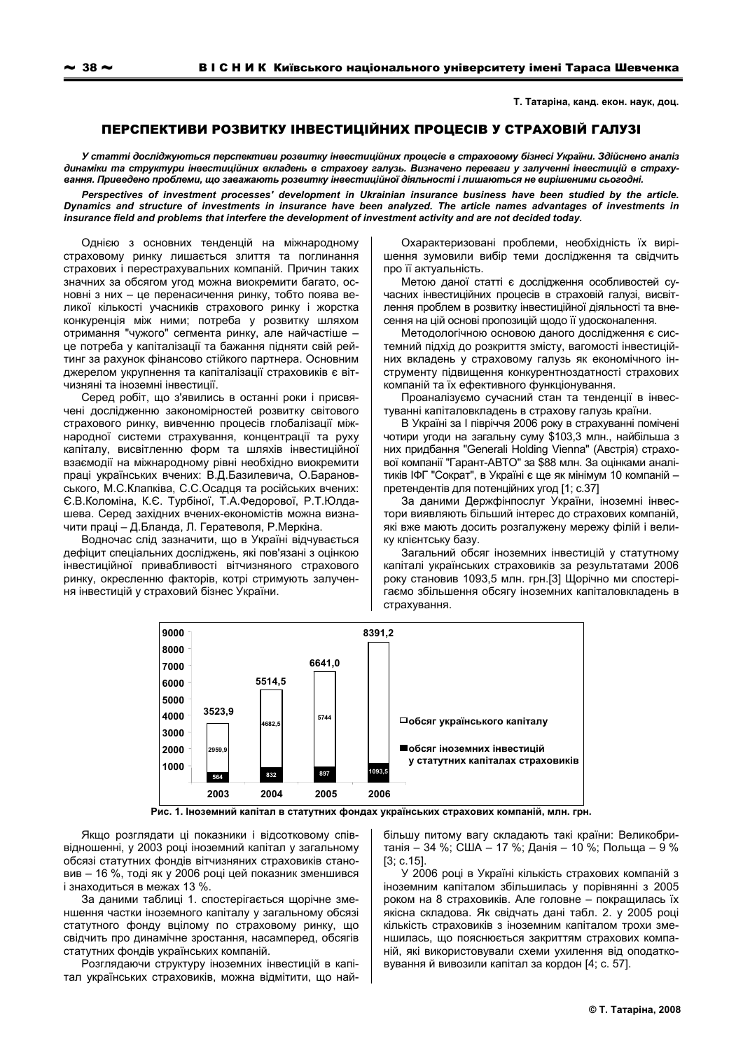Т. Татаріна, канд. екон. наук, доц.

# ПЕРСПЕКТИВИ РОЗВИТКУ ІНВЕСТИЦІЙНИХ ПРОЦЕСІВ У СТРАХОВІЙ ГАЛУЗІ

***У статті досліджуються перспективи розвитку інвестиційних процесів в страховому бізнесі України. Здійснено аналіз динаміки та структури інвестиційних вкладень в страхову галузь. Визначено переваги у залученні інвестицій в страхування. Приведено проблеми, що заважають розвитку інвестиційної діяльності і лишаються не вирішеними сьогодні.***

***Perspectives of investment processes' development in Ukrainian insurance business have been studied by the article. Dynamics and structure of investments in insurance have been analyzed. The article names advantages of investments in insurance field and problems that interfere the development of investment activity and are not decided today.***

Однією з основних тенденцій на міжнародному страховому ринку лишається злиття та поглинання страхових і перестрахувальних компаній. Причин таких значних за обсягом угод можна виокремити багато, основні з них – це перенасичення ринку, тобто поява великої кількості учасників страхового ринку і жорстка конкуренція між ними; потреба у розвитку шляхом отримання "чужого" сегмента ринку, але найчастіше – це потреба у капіталізації та бажання підняти свій рейтинг за рахунок фінансово стійкого партнера. Основним джерелом укрупнення та капіталізації страховиків є вітчизняні та іноземні інвестиції.

Серед робіт, що з'явились в останні роки і присвячені дослідженню закономірностей розвитку світового страхового ринку, вивченню процесів глобалізації міжнародної системи страхування, концентрації та руху капіталу, висвітленню форм та шляхів інвестиційної взаємодії на міжнародному рівні необхідно виокремити праці українських вчених: В.Д.Базилевича, О.Барановського, М.С.Клапківа, С.С.Осадця та російських вчених: Є.В.Коломіна, К.Є. Турбіної, Т.А.Федорової, Р.Т.Юлдашева. Серед західних вчених-економістів можна визначити праці – Д.Бланда, Л. Гератеволя, Р.Меркіна.

Водночас слід зазначити, що в Україні відчувається дефіцит спеціальних досліджень, які пов'язані з оцінкою інвестиційної привабливості вітчизняного страхового ринку, окресленню факторів, котрі стримують залучення інвестицій у страховий бізнес України.

Охарактеризовані проблеми, необхідність їх вирішення зумовили вибір теми дослідження та свідчить про її актуальність.

Метою даної статті є дослідження особливостей сучасних інвестиційних процесів в страховій галузі, висвітлення проблем в розвитку інвестиційної діяльності та внесення на цій основі пропозицій щодо її удосконалення.

Методологічною основою даного дослідження є системний підхід до розкриття змісту, вагомості інвестиційних вкладень у страхову галузь як економічного інструменту підвищення конкурентноздатності страхових компаній та їх ефективного функціонування.

Проаналізуємо сучасний стан та тенденції в інвестуванні капіталовкладень в страхову галузь країни.

В Україні за І півріччя 2006 року в страхуванні помічені чотири угоди на загальну суму $103,3 млн., найбільша з них придбання "Generali Holding Vienna" (Австрія) страхової компанії "Гарант-АВТО" за $88 млн. За оцінками аналітиків ІФГ "Сократ", в Україні є ще як мінімум 10 компаній – претендентів для потенційних угод [1; с.37]

За даними Держфінпослуг України, іноземні інвестори виявляють більший інтерес до страхових компаній, які вже мають досить розгалужену мережу філій і велику клієнтську базу.

Загальний обсяг іноземних інвестицій у статутному капіталі українських страховиків за результатами 2006 року становив 1093,5 млн. грн.[3] Щорічно ми спостерігаємо збільшення обсягу іноземних капіталовкладень в страхування.

| Рік | Усього | Обсяг українського капіталу | Обсяг іноземних інвестицій у статутних капіталах страховиків |
|---|---|---|---|
| 2003 | 3523,9 | 2959,9 | 564 |
| 2004 | 5514,5 | 4682,5 | 832 |
| 2005 | 6641,0 | 5744 | 897 |
| 2006 | 8391,2 | | 1093,5 |

**Рис. 1. Іноземний капітал в статутних фондах українських страхових компаній, млн. грн.**

Якщо розглядати ці показники і відсотковому співвідношенні, у 2003 році іноземний капітал у загальному обсязі статутних фондів вітчизняних страховиків становив – 16 %, тоді як у 2006 році цей показник зменшився і знаходиться в межах 13 %.

За даними таблиці 1. спостерігається щорічне зменшення частки іноземного капіталу у загальному обсязі статутного фонду вцілому по страховому ринку, що свідчить про динамічне зростання, насамперед, обсягів статутних фондів українських компаній.

Розглядаючи структуру іноземних інвестицій в капітал українських страховиків, можна відмітити, що найбільшу питому вагу складають такі країни: Великобританія – 34 %; США – 17 %; Данія – 10 %; Польща – 9 % [3; с.15].

У 2006 році в Україні кількість страхових компаній з іноземним капіталом збільшилась у порівнянні з 2005 роком на 8 страховиків. Але головне – покращилась їх якісна складова. Як свідчать дані табл. 2. у 2005 році кількість страховиків з іноземним капіталом трохи зменшилась, що пояснюється закриттям страхових компаній, які використовували схеми ухилення від оподатковування й вивозили капітал за кордон [4; с. 57].

© Т. Татаріна, 2008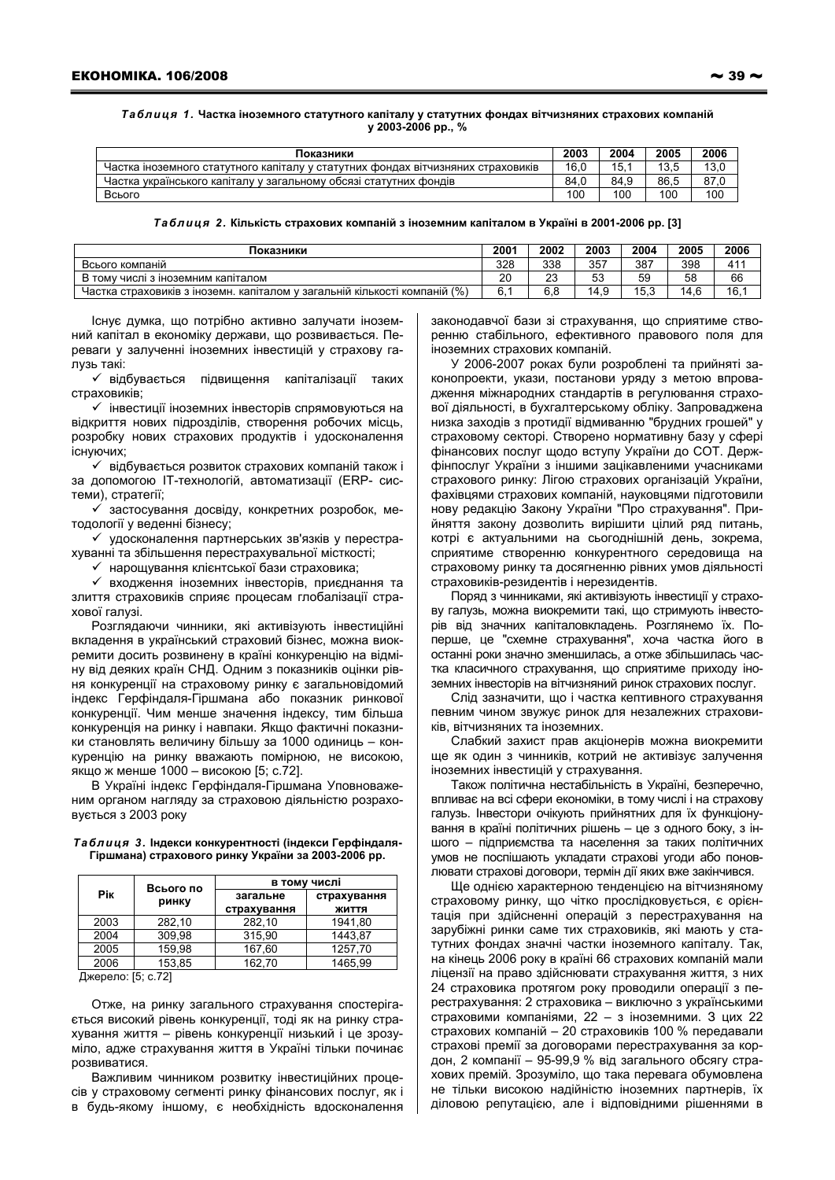***Таблиця 1.*** **Частка іноземного статутного капіталу у статутних фондах вітчизняних страхових компаній у 2003-2006 рр., %**

| Показники | 2003 | 2004 | 2005 | 2006 |
|---|---|---|---|---|
| Частка іноземного статутного капіталу у статутних фондах вітчизняних страховиків | 16,0 | 15,1 | 13,5 | 13,0 |
| Частка українського капіталу у загальному обсязі статутних фондів | 84,0 | 84,9 | 86,5 | 87,0 |
| Всього | 100 | 100 | 100 | 100 |

***Таблиця 2.*** **Кількість страхових компаній з іноземним капіталом в Україні в 2001-2006 рр. [3]**

| Показники | 2001 | 2002 | 2003 | 2004 | 2005 | 2006 |
|---|---|---|---|---|---|---|
| Всього компаній | 328 | 338 | 357 | 387 | 398 | 411 |
| В тому числі з іноземним капіталом | 20 | 23 | 53 | 59 | 58 | 66 |
| Частка страховиків з іноземн. капіталом у загальній кількості компаній (%) | 6,1 | 6,8 | 14,9 | 15,3 | 14,6 | 16,1 |

Існує думка, що потрібно активно залучати іноземний капітал в економіку держави, що розвивається. Переваги у залученні іноземних інвестицій у страхову галузь такі:

- ✓ відбувається підвищення капіталізації таких страховиків;
- ✓ інвестиції іноземних інвесторів спрямовуються на відкриття нових підрозділів, створення робочих місць, розробку нових страхових продуктів і удосконалення існуючих;
- ✓ відбувається розвиток страхових компаній також і за допомогою IT-технологій, автоматизації (ERP- системи), стратегії;
- ✓ застосування досвіду, конкретних розробок, методології у веденні бізнесу;
- ✓ удосконалення партнерських зв'язків у перестрахуванні та збільшення перестрахувальної місткості;
- ✓ нарощування клієнтської бази страховика;
- ✓ входження іноземних інвесторів, приєднання та злиття страховиків сприяє процесам глобалізації страхової галузі.

Розглядаючи чинники, які активізують інвестиційні вкладення в український страховий бізнес, можна виокремити досить розвинену в країні конкуренцію на відміну від деяких країн СНД. Одним з показників оцінки рівня конкуренції на страховому ринку є загальновідомий індекс Герфіндаля-Гіршмана або показник ринкової конкуренції. Чим менше значення індексу, тим більша конкуренція на ринку і навпаки. Якщо фактичні показники становлять величину більшу за 1000 одиниць – конкуренцію на ринку вважають помірною, не високою, якщо ж менше 1000 – високою [5; с.72].

В Україні індекс Герфіндаля-Гіршмана Уповноваженим органом нагляду за страховою діяльністю розраховується з 2003 року

***Таблиця 3.*** **Індекси конкурентності (індекси Герфіндаля-Гіршмана) страхового ринку України за 2003-2006 рр.**

| Рік | Всього по ринку | в тому числі | |
|---|---|---|---|
| | | загальне страхування | страхування життя |
| 2003 | 282,10 | 282,10 | 1941,80 |
| 2004 | 309,98 | 315,90 | 1443,87 |
| 2005 | 159,98 | 167,60 | 1257,70 |
| 2006 | 153,85 | 162,70 | 1465,99 |

Джерело: [5; с.72]

Отже, на ринку загального страхування спостерігається високий рівень конкуренції, тоді як на ринку страхування життя – рівень конкуренції низький і це зрозуміло, адже страхування життя в Україні тільки починає розвиватися.

Важливим чинником розвитку інвестиційних процесів у страховому сегменті ринку фінансових послуг, як і в будь-якому іншому, є необхідність вдосконалення законодавчої бази зі страхування, що сприятиме створенню стабільного, ефективного правового поля для іноземних страхових компаній.

У 2006-2007 роках були розроблені та прийняті законопроекти, укази, постанови уряду з метою впровадження міжнародних стандартів в регулювання страхової діяльності, в бухгалтерському обліку. Запроваджена низка заходів з протидії відмиванню "брудних грошей" у страховому секторі. Створено нормативну базу у сфері фінансових послуг щодо вступу України до СОТ. Держфінпослуг України з іншими зацікавленими учасниками страхового ринку: Лігою страхових організацій України, фахівцями страхових компаній, науковцями підготовили нову редакцію Закону України "Про страхування". Прийняття закону дозволить вирішити цілий ряд питань, котрі є актуальними на сьогоднішній день, зокрема, сприятиме створенню конкурентного середовища на страховому ринку та досягненню рівних умов діяльності страховиків-резидентів і нерезидентів.

Поряд з чинниками, які активізують інвестиції у страхову галузь, можна виокремити такі, що стримують інвесторів від значних капіталовкладень. Розглянемо їх. По-перше, це "схемне страхування", хоча частка його в останні роки значно зменшилась, а отже збільшилась частка класичного страхування, що сприятиме приходу іноземних інвесторів на вітчизняний ринок страхових послуг.

Слід зазначити, що і частка кептивного страхування певним чином звужує ринок для незалежних страховиків, вітчизняних та іноземних.

Слабкий захист прав акціонерів можна виокремити ще як один з чинників, котрий не активізує залучення іноземних інвестицій у страхування.

Також політична нестабільність в Україні, безперечно, впливає на всі сфери економіки, в тому числі і на страхову галузь. Інвестори очікують прийнятних для їх функціонування в країні політичних рішень – це з одного боку, з іншого – підприємства та населення за таких політичних умов не поспішають укладати страхові угоди або поновлювати страхові договори, термін дії яких вже закінчився.

Ще однією характерною тенденцією на вітчизняному страховому ринку, що чітко прослідковується, є орієнтація при здійсненні операцій з перестрахування на зарубіжні ринки саме тих страховиків, які мають у статутних фондах значні частки іноземного капіталу. Так, на кінець 2006 року в країні 66 страхових компаній мали ліцензії на право здійснювати страхування життя, з них 24 страховика протягом року проводили операції з перестрахування: 2 страховика – виключно з українськими страховими компаніями, 22 – з іноземними. З цих 22 страхових компаній – 20 страховиків 100 % передавали страхові премії за договорами перестрахування за кордон, 2 компанії – 95-99,9 % від загального обсягу страхових премій. Зрозуміло, що така перевага обумовлена не тільки високою надійністю іноземних партнерів, їх діловою репутацією, але і відповідними рішеннями в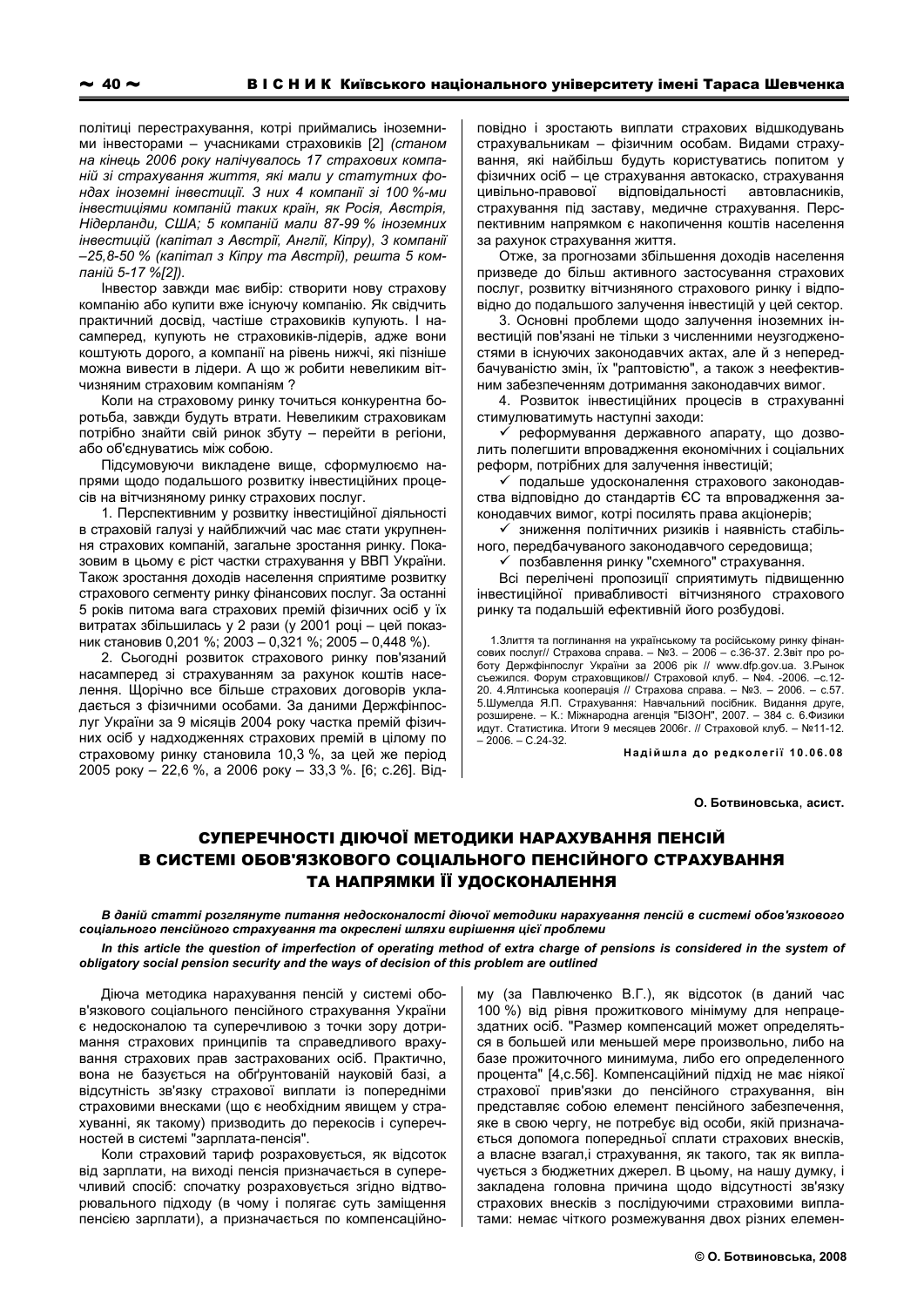політиці перестрахування, котрі приймались іноземними інвесторами – учасниками страховиків [2] *(станом на кінець 2006 року налічувалось 17 страхових компаній зі страхування життя, які мали у статутних фондах іноземні інвестиції. З них 4 компанії зі 100 %-ми інвестиціями компаній таких країн, як Росія, Австрія, Нідерланди, США; 5 компаній мали 87-99 % іноземних інвестицій (капітал з Австрії, Англії, Кіпру), 3 компанії –25,8-50 % (капітал з Кіпру та Австрії), решта 5 компаній 5-17 %[2]).*

Інвестор завжди має вибір: створити нову страхову компанію або купити вже існуючу компанію. Як свідчить практичний досвід, частіше страховиків купують. І насамперед, купують не страховиків-лідерів, адже вони коштують дорого, а компанії на рівень нижчі, які пізніше можна вивести в лідери. А що ж робити невеликим вітчизняним страховим компаніям ?

Коли на страховому ринку точиться конкурентна боротьба, завжди будуть втрати. Невеликим страховикам потрібно знайти свій ринок збуту – перейти в регіони, або об'єднуватись між собою.

Підсумовуючи викладене вище, сформулюємо напрями щодо подальшого розвитку інвестиційних процесів на вітчизняному ринку страхових послуг.

1. Перспективним у розвитку інвестиційної діяльності в страховій галузі у найближчий час має стати укрупнення страхових компаній, загальне зростання ринку. Показовим в цьому є ріст частки страхування у ВВП України. Також зростання доходів населення сприятиме розвитку страхового сегменту ринку фінансових послуг. За останні 5 років питома вага страхових премій фізичних осіб у їх витратах збільшилась у 2 рази (у 2001 році – цей показник становив 0,201 %; 2003 – 0,321 %; 2005 – 0,448 %).

2. Сьогодні розвиток страхового ринку пов'язаний насамперед зі страхуванням за рахунок коштів населення. Щорічно все більше страхових договорів укладається з фізичними особами. За даними Держфінпослуг України за 9 місяців 2004 року частка премій фізичних осіб у надходженнях страхових премій в цілому по страховому ринку становила 10,3 %, за цей же період 2005 року – 22,6 %, а 2006 року – 33,3 %. [6; с.26]. Відповідно і зростають виплати страхових відшкодувань страхувальникам – фізичним особам. Видами страхування, які найбільш будуть користуватись попитом у фізичних осіб – це страхування автокаско, страхування цивільно-правової відповідальності автовласників, страхування під заставу, медичне страхування. Перспективним напрямком є накопичення коштів населення за рахунок страхування життя.

Отже, за прогнозами збільшення доходів населення призведе до більш активного застосування страхових послуг, розвитку вітчизняного страхового ринку і відповідно до подальшого залучення інвестицій у цей сектор.

3. Основні проблеми щодо залучення іноземних інвестицій пов'язані не тільки з численними неузгодженостями в існуючих законодавчих актах, але й з непередбачуваністю їх "раптовістю", а також з неефективним забезпеченням дотримання законодавчих вимог.

4. Розвиток інвестиційних процесів в страхуванні стимулюватимуть наступні заходи:

- ✓ реформування державного апарату, що дозволить полегшити впровадження економічних і соціальних реформ, потрібних для залучення інвестицій;
- ✓ подальше удосконалення страхового законодавства відповідно до стандартів ЄС та впровадження законодавчих вимог, котрі посилять права акціонерів;
- ✓ зниження політичних ризиків і наявність стабільного, передбачуваного законодавчого середовища;
- ✓ позбавлення ринку "схемного" страхування.

Всі перелічені пропозиції сприятимуть підвищенню інвестиційної привабливості вітчизняного страхового ринку та подальшій ефективній його розбудові.

1.Злиття та поглинання на українському та російському ринку фінансових послуг// Страхова справа. – №3. – 2006 – с.36-37. 2.Звіт про роботу Держфінпослуг України за 2006 рік // www.dfp.gov.ua. 3.Рынок съежился. Форум страховщиков// Страховой клуб. – №4. -2006. –с.12-20. 4.Ялтинська кооперація // Страхова справа. – №3. – 2006. – с.57. 5.Шумелда Я.П. Страхування: Навчальний посібник. Видання друге, розширене. – К.: Міжнародна агенція "БІЗОН", 2007. – 384 с. 6.Физики идут. Статистика. Итоги 9 месяцев 2006г. // Страховой клуб. – №11-12. – 2006. – С.24-32.

**Надійшла до редколегії 10.06.08**

**О. Ботвиновська**, асист.

## СУПЕРЕЧНОСТІ ДІЮЧОЇ МЕТОДИКИ НАРАХУВАННЯ ПЕНСІЙ В СИСТЕМІ ОБОВ'ЯЗКОВОГО СОЦІАЛЬНОГО ПЕНСІЙНОГО СТРАХУВАННЯ ТА НАПРЯМКИ ЇЇ УДОСКОНАЛЕННЯ

***В даній статті розглянуте питання недосконалості діючої методики нарахування пенсій в системі обов'язкового соціального пенсійного страхування та окреслені шляхи вирішення цієї проблеми***

***In this article the question of imperfection of operating method of extra charge of pensions is considered in the system of obligatory social pension security and the ways of decision of this problem are outlined***

Діюча методика нарахування пенсій у системі обов'язкового соціального пенсійного страхування України є недосконалою та суперечливою з точки зору дотримання страхових принципів та справедливого врахування страхових прав застрахованих осіб. Практично, вона не базується на обґрунтованій науковій базі, а відсутність зв'язку страхової виплати із попередніми страховими внесками (що є необхідним явищем у страхуванні, як такому) призводить до перекосів і суперечностей в системі "зарплата-пенсія".

Коли страховий тариф розраховується, як відсоток від зарплати, на виході пенсія призначається в суперечливий спосіб: спочатку розраховується згідно відтворювального підходу (в чому і полягає суть заміщення пенсією зарплати), а призначається по компенсаційному (за Павлюченко В.Г.), як відсоток (в даний час 100 %) від рівня прожиткового мінімуму для непрацездатних осіб. "Размер компенсаций может определяться в большей или меньшей мере произвольно, либо на базе прожиточного минимума, либо его определенного процента" [4,с.56]. Компенсаційний підхід не має ніякої страхової прив'язки до пенсійного страхування, він представляє собою елемент пенсійного забезпечення, яке в свою чергу, не потребує від особи, якій призначається допомога попередньої сплати страхових внесків, а власне взагалі страхування, як такого, так як виплачується з бюджетних джерел. В цьому, на нашу думку, і закладена головна причина щодо відсутності зв'язку страхових внесків з послідуючими страховими виплатами: немає чіткого розмежування двох різних елемен-

© О. Ботвиновська, 2008